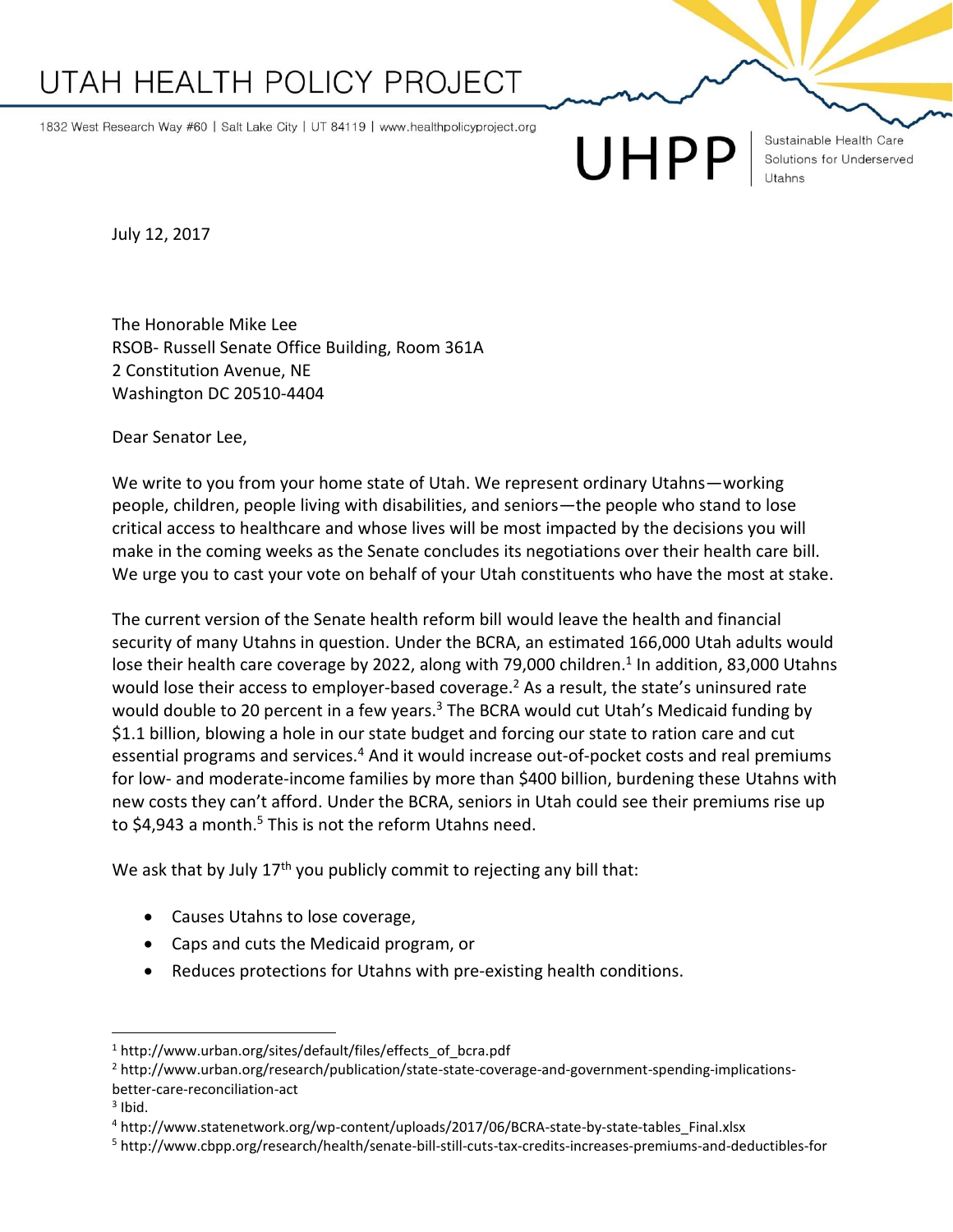# UTAH HEALTH POLICY PROJECT

1832 West Research Way #60 | Salt Lake City | UT 84119 | www.healthpolicyproject.org

UHPP | Sustainable Health Care Solutions for Underserved Utahns

July 12, 2017

The Honorable Mike Lee
RSOB- Russell Senate Office Building, Room 361A
2 Constitution Avenue, NE
Washington DC 20510-4404

Dear Senator Lee,

We write to you from your home state of Utah. We represent ordinary Utahns—working people, children, people living with disabilities, and seniors—the people who stand to lose critical access to healthcare and whose lives will be most impacted by the decisions you will make in the coming weeks as the Senate concludes its negotiations over their health care bill. We urge you to cast your vote on behalf of your Utah constituents who have the most at stake.

The current version of the Senate health reform bill would leave the health and financial security of many Utahns in question. Under the BCRA, an estimated 166,000 Utah adults would lose their health care coverage by 2022, along with 79,000 children.[1] In addition, 83,000 Utahns would lose their access to employer-based coverage.[2] As a result, the state's uninsured rate would double to 20 percent in a few years.[3] The BCRA would cut Utah's Medicaid funding by $1.1 billion, blowing a hole in our state budget and forcing our state to ration care and cut essential programs and services.[4] And it would increase out-of-pocket costs and real premiums for low- and moderate-income families by more than $400 billion, burdening these Utahns with new costs they can't afford. Under the BCRA, seniors in Utah could see their premiums rise up to $4,943 a month.[5] This is not the reform Utahns need.

We ask that by July 17th you publicly commit to rejecting any bill that:

- Causes Utahns to lose coverage,
- Caps and cuts the Medicaid program, or
- Reduces protections for Utahns with pre-existing health conditions.

---

[1] http://www.urban.org/sites/default/files/effects_of_bcra.pdf
[2] http://www.urban.org/research/publication/state-state-coverage-and-government-spending-implications-better-care-reconciliation-act
[3] Ibid.
[4] http://www.statenetwork.org/wp-content/uploads/2017/06/BCRA-state-by-state-tables_Final.xlsx
[5] http://www.cbpp.org/research/health/senate-bill-still-cuts-tax-credits-increases-premiums-and-deductibles-for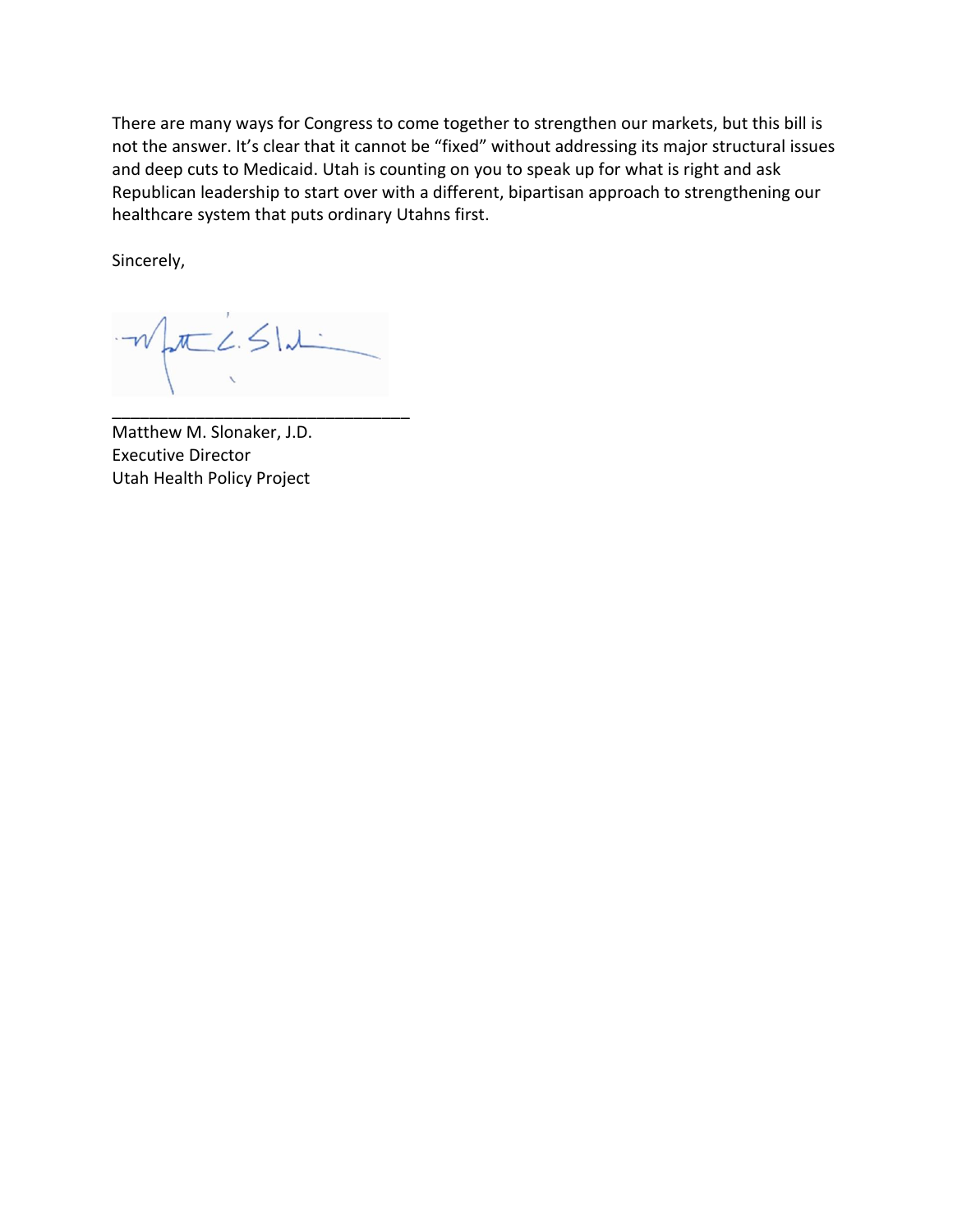There are many ways for Congress to come together to strengthen our markets, but this bill is not the answer. It's clear that it cannot be "fixed" without addressing its major structural issues and deep cuts to Medicaid. Utah is counting on you to speak up for what is right and ask Republican leadership to start over with a different, bipartisan approach to strengthening our healthcare system that puts ordinary Utahns first.

Sincerely,

_______________________________
Matthew M. Slonaker, J.D.
Executive Director
Utah Health Policy Project